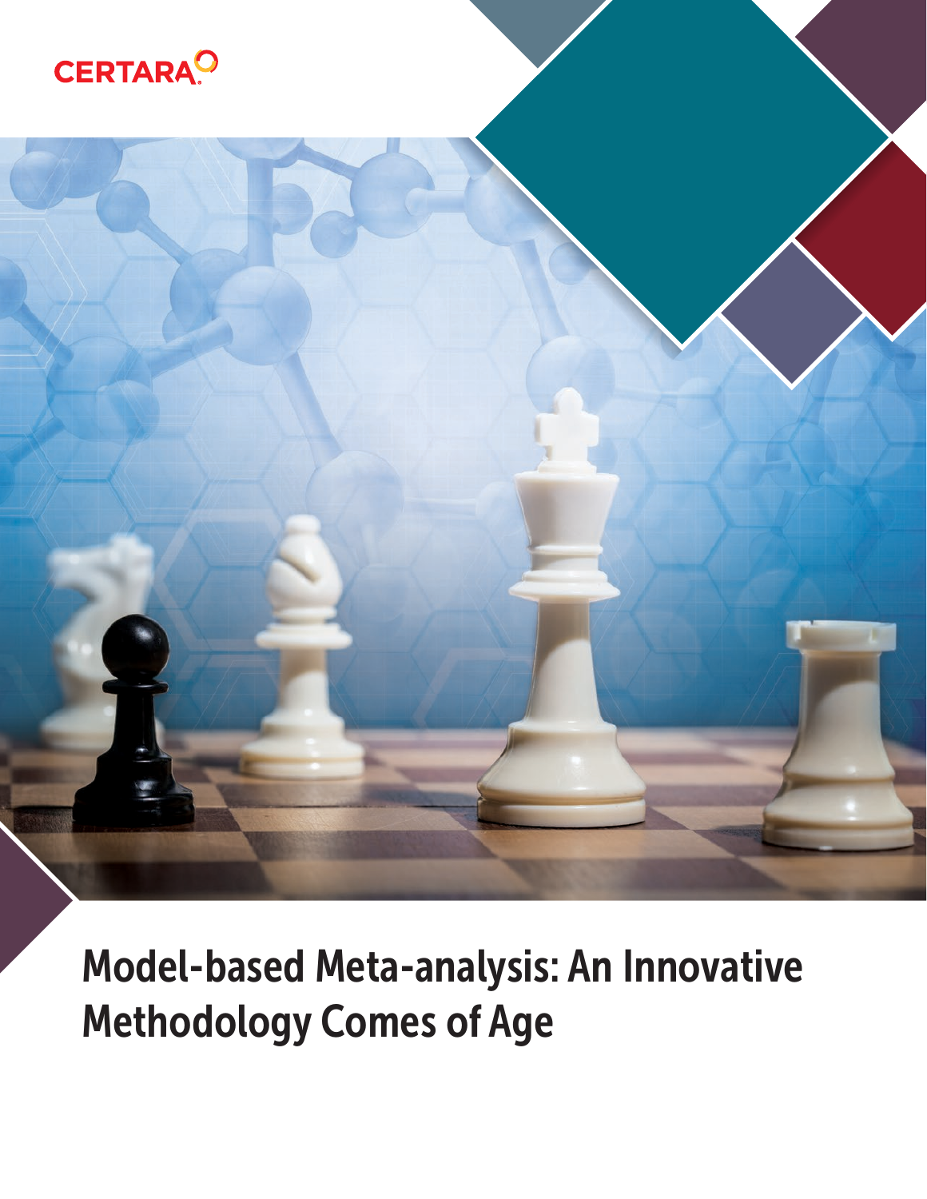CERTARA

# Model-based Meta-analysis: An Innovative Methodology Comes of Age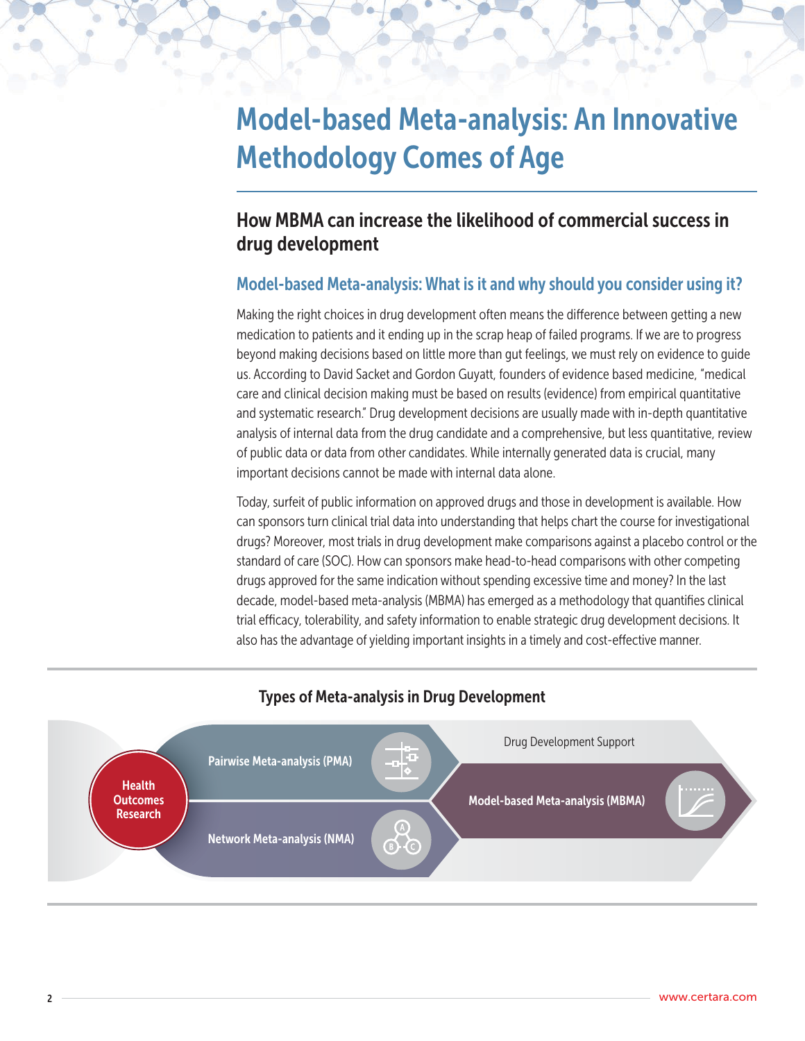# Model-based Meta-analysis: An Innovative Methodology Comes of Age

## How MBMA can increase the likelihood of commercial success in drug development

### Model-based Meta-analysis: What is it and why should you consider using it?

Making the right choices in drug development often means the difference between getting a new medication to patients and it ending up in the scrap heap of failed programs. If we are to progress beyond making decisions based on little more than gut feelings, we must rely on evidence to guide us. According to David Sacket and Gordon Guyatt, founders of evidence based medicine, "medical care and clinical decision making must be based on results (evidence) from empirical quantitative and systematic research." Drug development decisions are usually made with in-depth quantitative analysis of internal data from the drug candidate and a comprehensive, but less quantitative, review of public data or data from other candidates. While internally generated data is crucial, many important decisions cannot be made with internal data alone.

Today, surfeit of public information on approved drugs and those in development is available. How can sponsors turn clinical trial data into understanding that helps chart the course for investigational drugs? Moreover, most trials in drug development make comparisons against a placebo control or the standard of care (SOC). How can sponsors make head-to-head comparisons with other competing drugs approved for the same indication without spending excessive time and money? In the last decade, model-based meta-analysis (MBMA) has emerged as a methodology that quantifies clinical trial efficacy, tolerability, and safety information to enable strategic drug development decisions. It also has the advantage of yielding important insights in a timely and cost-effective manner.

**Types of Meta-analysis in Drug Development**

- Health Outcomes Research
  - Pairwise Meta-analysis (PMA)
  - Network Meta-analysis (NMA)
- Drug Development Support
  - Model-based Meta-analysis (MBMA)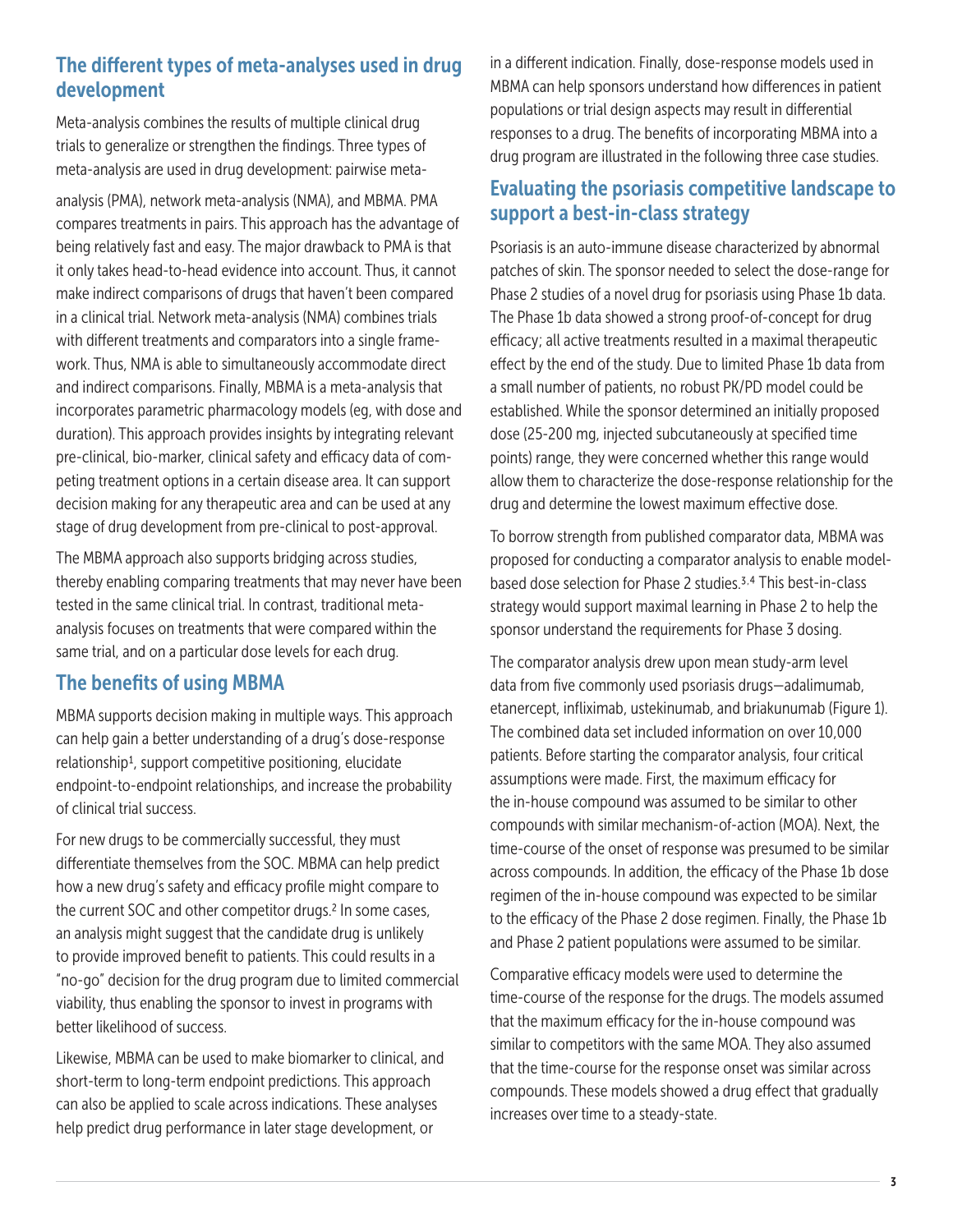## The different types of meta-analyses used in drug development

Meta-analysis combines the results of multiple clinical drug trials to generalize or strengthen the findings. Three types of meta-analysis are used in drug development: pairwise meta-analysis (PMA), network meta-analysis (NMA), and MBMA. PMA compares treatments in pairs. This approach has the advantage of being relatively fast and easy. The major drawback to PMA is that it only takes head-to-head evidence into account. Thus, it cannot make indirect comparisons of drugs that haven't been compared in a clinical trial. Network meta-analysis (NMA) combines trials with different treatments and comparators into a single framework. Thus, NMA is able to simultaneously accommodate direct and indirect comparisons. Finally, MBMA is a meta-analysis that incorporates parametric pharmacology models (eg, with dose and duration). This approach provides insights by integrating relevant pre-clinical, bio-marker, clinical safety and efficacy data of competing treatment options in a certain disease area. It can support decision making for any therapeutic area and can be used at any stage of drug development from pre-clinical to post-approval.

The MBMA approach also supports bridging across studies, thereby enabling comparing treatments that may never have been tested in the same clinical trial. In contrast, traditional meta-analysis focuses on treatments that were compared within the same trial, and on a particular dose levels for each drug.

## The benefits of using MBMA

MBMA supports decision making in multiple ways. This approach can help gain a better understanding of a drug's dose-response relationship[1], support competitive positioning, elucidate endpoint-to-endpoint relationships, and increase the probability of clinical trial success.

For new drugs to be commercially successful, they must differentiate themselves from the SOC. MBMA can help predict how a new drug's safety and efficacy profile might compare to the current SOC and other competitor drugs.[2] In some cases, an analysis might suggest that the candidate drug is unlikely to provide improved benefit to patients. This could results in a "no-go" decision for the drug program due to limited commercial viability, thus enabling the sponsor to invest in programs with better likelihood of success.

Likewise, MBMA can be used to make biomarker to clinical, and short-term to long-term endpoint predictions. This approach can also be applied to scale across indications. These analyses help predict drug performance in later stage development, or in a different indication. Finally, dose-response models used in MBMA can help sponsors understand how differences in patient populations or trial design aspects may result in differential responses to a drug. The benefits of incorporating MBMA into a drug program are illustrated in the following three case studies.

## Evaluating the psoriasis competitive landscape to support a best-in-class strategy

Psoriasis is an auto-immune disease characterized by abnormal patches of skin. The sponsor needed to select the dose-range for Phase 2 studies of a novel drug for psoriasis using Phase 1b data. The Phase 1b data showed a strong proof-of-concept for drug efficacy; all active treatments resulted in a maximal therapeutic effect by the end of the study. Due to limited Phase 1b data from a small number of patients, no robust PK/PD model could be established. While the sponsor determined an initially proposed dose (25-200 mg, injected subcutaneously at specified time points) range, they were concerned whether this range would allow them to characterize the dose-response relationship for the drug and determine the lowest maximum effective dose.

To borrow strength from published comparator data, MBMA was proposed for conducting a comparator analysis to enable model-based dose selection for Phase 2 studies.[3,4] This best-in-class strategy would support maximal learning in Phase 2 to help the sponsor understand the requirements for Phase 3 dosing.

The comparator analysis drew upon mean study-arm level data from five commonly used psoriasis drugs—adalimumab, etanercept, infliximab, ustekinumab, and briakunumab (Figure 1). The combined data set included information on over 10,000 patients. Before starting the comparator analysis, four critical assumptions were made. First, the maximum efficacy for the in-house compound was assumed to be similar to other compounds with similar mechanism-of-action (MOA). Next, the time-course of the onset of response was presumed to be similar across compounds. In addition, the efficacy of the Phase 1b dose regimen of the in-house compound was expected to be similar to the efficacy of the Phase 2 dose regimen. Finally, the Phase 1b and Phase 2 patient populations were assumed to be similar.

Comparative efficacy models were used to determine the time-course of the response for the drugs. The models assumed that the maximum efficacy for the in-house compound was similar to competitors with the same MOA. They also assumed that the time-course for the response onset was similar across compounds. These models showed a drug effect that gradually increases over time to a steady-state.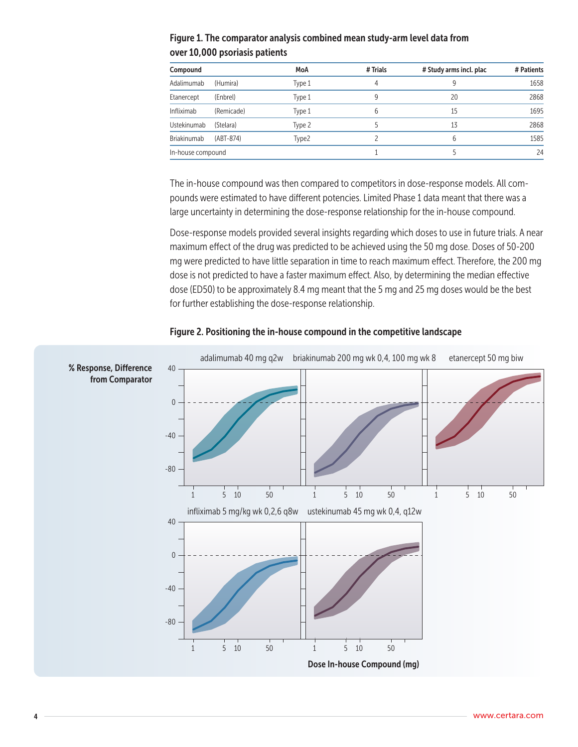**Figure 1. The comparator analysis combined mean study-arm level data from over 10,000 psoriasis patients**

| Compound | | MoA | # Trials | # Study arms incl. plac | # Patients |
|---|---|---|---|---|---|
| Adalimumab | (Humira) | Type 1 | 4 | 9 | 1658 |
| Etanercept | (Enbrel) | Type 1 | 9 | 20 | 2868 |
| Infliximab | (Remicade) | Type 1 | 6 | 15 | 1695 |
| Ustekinumab | (Stelara) | Type 2 | 5 | 13 | 2868 |
| Briakinumab | (ABT-874) | Type2 | 2 | 6 | 1585 |
| In-house compound | | | 1 | 5 | 24 |

The in-house compound was then compared to competitors in dose-response models. All compounds were estimated to have different potencies. Limited Phase 1 data meant that there was a large uncertainty in determining the dose-response relationship for the in-house compound.

Dose-response models provided several insights regarding which doses to use in future trials. A near maximum effect of the drug was predicted to be achieved using the 50 mg dose. Doses of 50-200 mg were predicted to have little separation in time to reach maximum effect. Therefore, the 200 mg dose is not predicted to have a faster maximum effect. Also, by determining the median effective dose (ED50) to be approximately 8.4 mg meant that the 5 mg and 25 mg doses would be the best for further establishing the dose-response relationship.

**Figure 2. Positioning the in-house compound in the competitive landscape**

% Response, Difference from Comparator

adalimumab 40 mg q2w | briakinumab 200 mg wk 0,4, 100 mg wk 8 | etanercept 50 mg biw | infliximab 5 mg/kg wk 0,2,6 q8w | ustekinumab 45 mg wk 0,4, q12w

Dose In-house Compound (mg)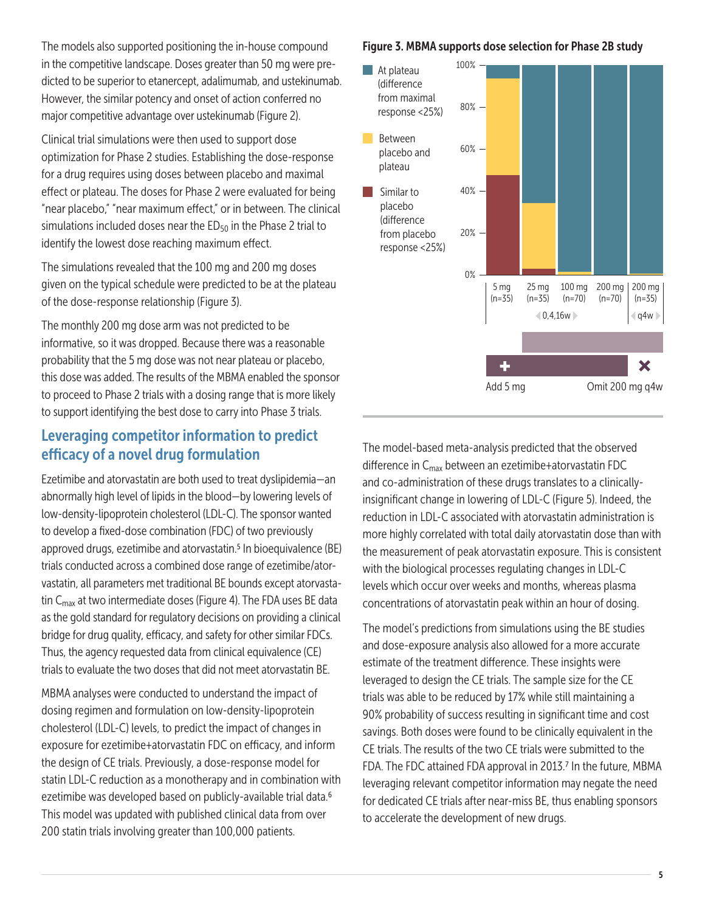The models also supported positioning the in-house compound in the competitive landscape. Doses greater than 50 mg were predicted to be superior to etanercept, adalimumab, and ustekinumab. However, the similar potency and onset of action conferred no major competitive advantage over ustekinumab (Figure 2).

Clinical trial simulations were then used to support dose optimization for Phase 2 studies. Establishing the dose-response for a drug requires using doses between placebo and maximal effect or plateau. The doses for Phase 2 were evaluated for being "near placebo," "near maximum effect," or in between. The clinical simulations included doses near the $ED_{50}$ in the Phase 2 trial to identify the lowest dose reaching maximum effect.

The simulations revealed that the 100 mg and 200 mg doses given on the typical schedule were predicted to be at the plateau of the dose-response relationship (Figure 3).

The monthly 200 mg dose arm was not predicted to be informative, so it was dropped. Because there was a reasonable probability that the 5 mg dose was not near plateau or placebo, this dose was added. The results of the MBMA enabled the sponsor to proceed to Phase 2 trials with a dosing range that is more likely to support identifying the best dose to carry into Phase 3 trials.

**Figure 3. MBMA supports dose selection for Phase 2B study**

Legend: At plateau (difference from maximal response <25%); Between placebo and plateau; Similar to placebo (difference from placebo response <25%)

Doses: 5 mg (n=35), 25 mg (n=35), 100 mg (n=70), 200 mg (n=70) — 0,4,16w; 200 mg (n=35) — q4w

Add 5 mg | Omit 200 mg q4w

## Leveraging competitor information to predict efficacy of a novel drug formulation

Ezetimibe and atorvastatin are both used to treat dyslipidemia—an abnormally high level of lipids in the blood—by lowering levels of low-density-lipoprotein cholesterol (LDL-C). The sponsor wanted to develop a fixed-dose combination (FDC) of two previously approved drugs, ezetimibe and atorvastatin.[5] In bioequivalence (BE) trials conducted across a combined dose range of ezetimibe/atorvastatin, all parameters met traditional BE bounds except atorvastatin $C_{max}$ at two intermediate doses (Figure 4). The FDA uses BE data as the gold standard for regulatory decisions on providing a clinical bridge for drug quality, efficacy, and safety for other similar FDCs. Thus, the agency requested data from clinical equivalence (CE) trials to evaluate the two doses that did not meet atorvastatin BE.

MBMA analyses were conducted to understand the impact of dosing regimen and formulation on low-density-lipoprotein cholesterol (LDL-C) levels, to predict the impact of changes in exposure for ezetimibe+atorvastatin FDC on efficacy, and inform the design of CE trials. Previously, a dose-response model for statin LDL-C reduction as a monotherapy and in combination with ezetimibe was developed based on publicly-available trial data.[6] This model was updated with published clinical data from over 200 statin trials involving greater than 100,000 patients.

The model-based meta-analysis predicted that the observed difference in $C_{max}$ between an ezetimibe+atorvastatin FDC and co-administration of these drugs translates to a clinically-insignificant change in lowering of LDL-C (Figure 5). Indeed, the reduction in LDL-C associated with atorvastatin administration is more highly correlated with total daily atorvastatin dose than with the measurement of peak atorvastatin exposure. This is consistent with the biological processes regulating changes in LDL-C levels which occur over weeks and months, whereas plasma concentrations of atorvastatin peak within an hour of dosing.

The model's predictions from simulations using the BE studies and dose-exposure analysis also allowed for a more accurate estimate of the treatment difference. These insights were leveraged to design the CE trials. The sample size for the CE trials was able to be reduced by 17% while still maintaining a 90% probability of success resulting in significant time and cost savings. Both doses were found to be clinically equivalent in the CE trials. The results of the two CE trials were submitted to the FDA. The FDC attained FDA approval in 2013.[7] In the future, MBMA leveraging relevant competitor information may negate the need for dedicated CE trials after near-miss BE, thus enabling sponsors to accelerate the development of new drugs.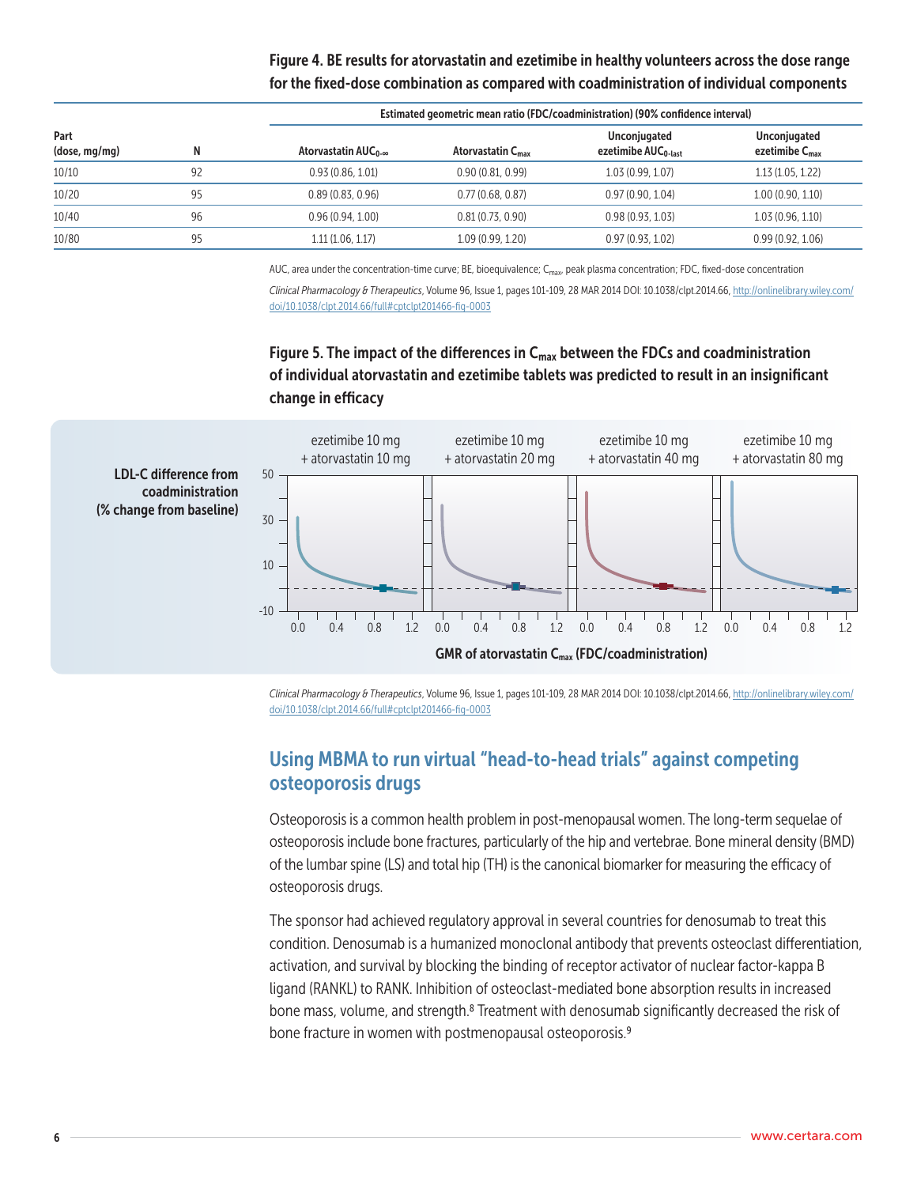**Figure 4. BE results for atorvastatin and ezetimibe in healthy volunteers across the dose range for the fixed-dose combination as compared with coadministration of individual components**

| Part (dose, mg/mg) | N | Estimated geometric mean ratio (FDC/coadministration) (90% confidence interval) | | | |
|---|---|---|---|---|---|
| | | Atorvastatin $AUC_{0-\infty}$ | Atorvastatin $C_{max}$ | Unconjugated ezetimibe $AUC_{0-last}$ | Unconjugated ezetimibe $C_{max}$ |
| 10/10 | 92 | 0.93 (0.86, 1.01) | 0.90 (0.81, 0.99) | 1.03 (0.99, 1.07) | 1.13 (1.05, 1.22) |
| 10/20 | 95 | 0.89 (0.83, 0.96) | 0.77 (0.68, 0.87) | 0.97 (0.90, 1.04) | 1.00 (0.90, 1.10) |
| 10/40 | 96 | 0.96 (0.94, 1.00) | 0.81 (0.73, 0.90) | 0.98 (0.93, 1.03) | 1.03 (0.96, 1.10) |
| 10/80 | 95 | 1.11 (1.06, 1.17) | 1.09 (0.99, 1.20) | 0.97 (0.93, 1.02) | 0.99 (0.92, 1.06) |

AUC, area under the concentration-time curve; BE, bioequivalence; $C_{max}$, peak plasma concentration; FDC, fixed-dose concentration

*Clinical Pharmacology & Therapeutics*, Volume 96, Issue 1, pages 101-109, 28 MAR 2014 DOI: 10.1038/clpt.2014.66, http://onlinelibrary.wiley.com/doi/10.1038/clpt.2014.66/full#cptclpt201466-fig-0003

**Figure 5. The impact of the differences in $C_{max}$ between the FDCs and coadministration of individual atorvastatin and ezetimibe tablets was predicted to result in an insignificant change in efficacy**

*Clinical Pharmacology & Therapeutics*, Volume 96, Issue 1, pages 101-109, 28 MAR 2014 DOI: 10.1038/clpt.2014.66, http://onlinelibrary.wiley.com/doi/10.1038/clpt.2014.66/full#cptclpt201466-fig-0003

## Using MBMA to run virtual "head-to-head trials" against competing osteoporosis drugs

Osteoporosis is a common health problem in post-menopausal women. The long-term sequelae of osteoporosis include bone fractures, particularly of the hip and vertebrae. Bone mineral density (BMD) of the lumbar spine (LS) and total hip (TH) is the canonical biomarker for measuring the efficacy of osteoporosis drugs.

The sponsor had achieved regulatory approval in several countries for denosumab to treat this condition. Denosumab is a humanized monoclonal antibody that prevents osteoclast differentiation, activation, and survival by blocking the binding of receptor activator of nuclear factor-kappa B ligand (RANKL) to RANK. Inhibition of osteoclast-mediated bone absorption results in increased bone mass, volume, and strength.[8] Treatment with denosumab significantly decreased the risk of bone fracture in women with postmenopausal osteoporosis.[9]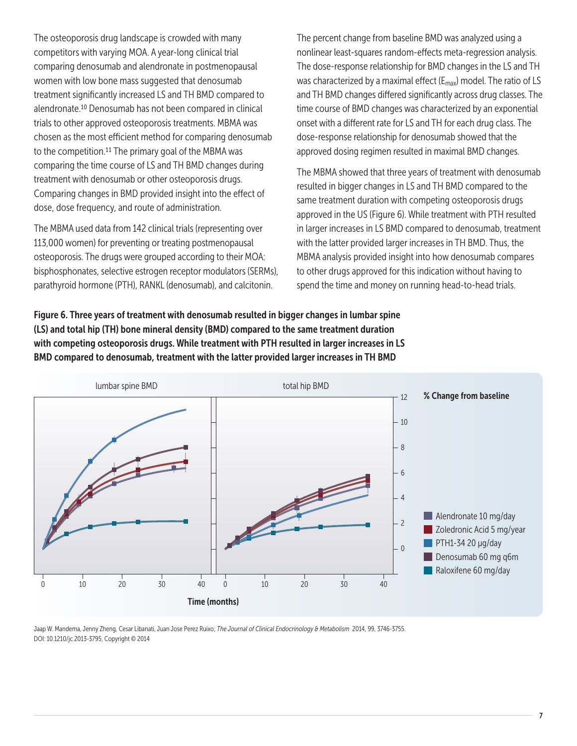The osteoporosis drug landscape is crowded with many competitors with varying MOA. A year-long clinical trial comparing denosumab and alendronate in postmenopausal women with low bone mass suggested that denosumab treatment significantly increased LS and TH BMD compared to alendronate.[10] Denosumab has not been compared in clinical trials to other approved osteoporosis treatments. MBMA was chosen as the most efficient method for comparing denosumab to the competition.[11] The primary goal of the MBMA was comparing the time course of LS and TH BMD changes during treatment with denosumab or other osteoporosis drugs. Comparing changes in BMD provided insight into the effect of dose, dose frequency, and route of administration.

The MBMA used data from 142 clinical trials (representing over 113,000 women) for preventing or treating postmenopausal osteoporosis. The drugs were grouped according to their MOA: bisphosphonates, selective estrogen receptor modulators (SERMs), parathyroid hormone (PTH), RANKL (denosumab), and calcitonin.

The percent change from baseline BMD was analyzed using a nonlinear least-squares random-effects meta-regression analysis. The dose-response relationship for BMD changes in the LS and TH was characterized by a maximal effect ($E_{max}$) model. The ratio of LS and TH BMD changes differed significantly across drug classes. The time course of BMD changes was characterized by an exponential onset with a different rate for LS and TH for each drug class. The dose-response relationship for denosumab showed that the approved dosing regimen resulted in maximal BMD changes.

The MBMA showed that three years of treatment with denosumab resulted in bigger changes in LS and TH BMD compared to the same treatment duration with competing osteoporosis drugs approved in the US (Figure 6). While treatment with PTH resulted in larger increases in LS BMD compared to denosumab, treatment with the latter provided larger increases in TH BMD. Thus, the MBMA analysis provided insight into how denosumab compares to other drugs approved for this indication without having to spend the time and money on running head-to-head trials.

**Figure 6. Three years of treatment with denosumab resulted in bigger changes in lumbar spine (LS) and total hip (TH) bone mineral density (BMD) compared to the same treatment duration with competing osteoporosis drugs. While treatment with PTH resulted in larger increases in LS BMD compared to denosumab, treatment with the latter provided larger increases in TH BMD**

Jaap W. Mandema, Jenny Zheng, Cesar Libanati, Juan Jose Perez Ruixo; *The Journal of Clinical Endocrinology & Metabolism* 2014, 99, 3746-3755. DOI: 10.1210/jc.2013-3795, Copyright © 2014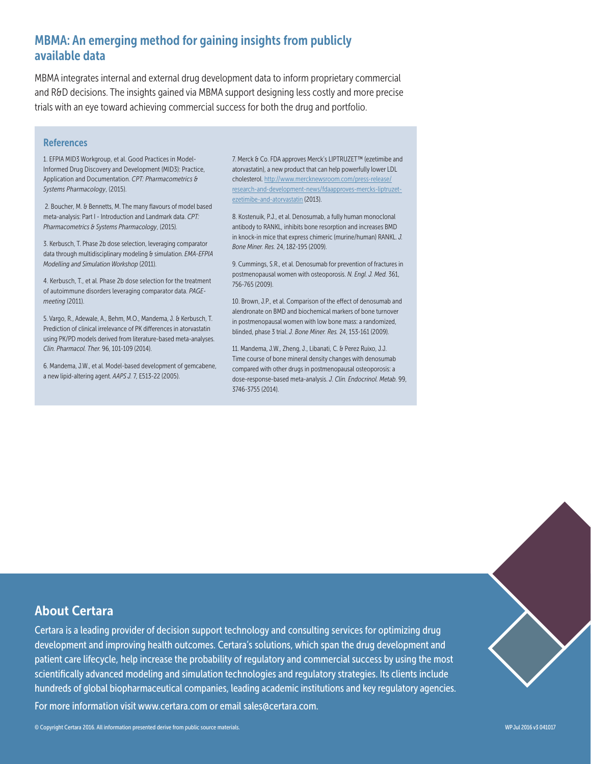## MBMA: An emerging method for gaining insights from publicly available data

MBMA integrates internal and external drug development data to inform proprietary commercial and R&D decisions. The insights gained via MBMA support designing less costly and more precise trials with an eye toward achieving commercial success for both the drug and portfolio.

### References

1. EFPIA MID3 Workgroup, et al. Good Practices in Model-Informed Drug Discovery and Development (MID3): Practice, Application and Documentation. *CPT: Pharmacometrics & Systems Pharmacology*, (2015).

2. Boucher, M. & Bennetts, M. The many flavours of model based meta-analysis: Part I - Introduction and Landmark data. *CPT: Pharmacometrics & Systems Pharmacology*, (2015).

3. Kerbusch, T. Phase 2b dose selection, leveraging comparator data through multidisciplinary modeling & simulation. *EMA-EFPIA Modelling and Simulation Workshop* (2011).

4. Kerbusch, T., et al. Phase 2b dose selection for the treatment of autoimmune disorders leveraging comparator data. *PAGE-meeting* (2011).

5. Vargo, R., Adewale, A., Behm, M.O., Mandema, J. & Kerbusch, T. Prediction of clinical irrelevance of PK differences in atorvastatin using PK/PD models derived from literature-based meta-analyses. *Clin. Pharmacol. Ther.* 96, 101-109 (2014).

6. Mandema, J.W., et al. Model-based development of gemcabene, a new lipid-altering agent. *AAPS J.* 7, E513-22 (2005).

7. Merck & Co. FDA approves Merck's LIPTRUZET™ (ezetimibe and atorvastatin), a new product that can help powerfully lower LDL cholesterol. http://www.mercknewsroom.com/press-release/research-and-development-news/fdaapproves-mercks-liptruzet-ezetimibe-and-atorvastatin (2013).

8. Kostenuik, P.J., et al. Denosumab, a fully human monoclonal antibody to RANKL, inhibits bone resorption and increases BMD in knock-in mice that express chimeric (murine/human) RANKL. *J. Bone Miner. Res.* 24, 182-195 (2009).

9. Cummings, S.R., et al. Denosumab for prevention of fractures in postmenopausal women with osteoporosis. *N. Engl. J. Med.* 361, 756-765 (2009).

10. Brown, J.P., et al. Comparison of the effect of denosumab and alendronate on BMD and biochemical markers of bone turnover in postmenopausal women with low bone mass: a randomized, blinded, phase 3 trial. *J. Bone Miner. Res.* 24, 153-161 (2009).

11. Mandema, J.W., Zheng, J., Libanati, C. & Perez Ruixo, J.J. Time course of bone mineral density changes with denosumab compared with other drugs in postmenopausal osteoporosis: a dose-response-based meta-analysis. *J. Clin. Endocrinol. Metab.* 99, 3746-3755 (2014).

## About Certara

Certara is a leading provider of decision support technology and consulting services for optimizing drug development and improving health outcomes. Certara's solutions, which span the drug development and patient care lifecycle, help increase the probability of regulatory and commercial success by using the most scientifically advanced modeling and simulation technologies and regulatory strategies. Its clients include hundreds of global biopharmaceutical companies, leading academic institutions and key regulatory agencies.

For more information visit www.certara.com or email sales@certara.com.

© Copyright Certara 2016. All information presented derive from public source materials.

WP Jul 2016 v3 041017